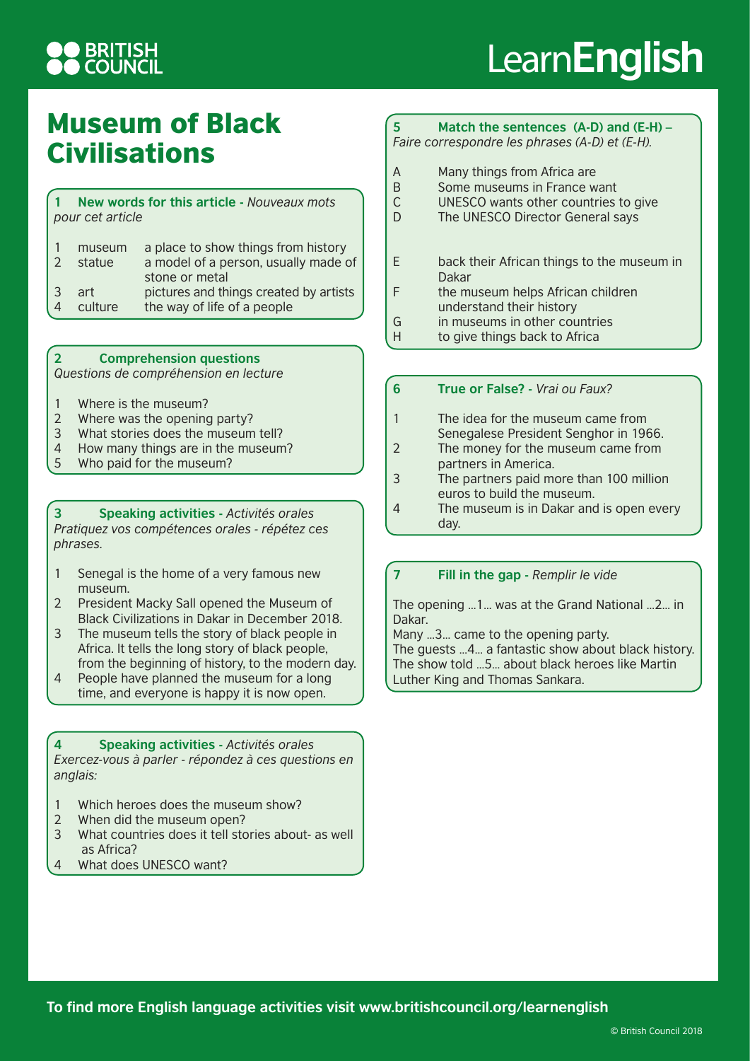# Museum of Black Civilisations

## 1 New words for this article - *Nouveaux mots pour cet article*

| | | |
|---|---|---|
| 1 | museum | a place to show things from history |
| 2 | statue | a model of a person, usually made of stone or metal |
| 3 | art | pictures and things created by artists |
| 4 | culture | the way of life of a people |

## 2 Comprehension questions

*Questions de compréhension en lecture*

1. Where is the museum?
2. Where was the opening party?
3. What stories does the museum tell?
4. How many things are in the museum?
5. Who paid for the museum?

## 3 Speaking activities - *Activités orales*

*Pratiquez vos compétences orales - répétez ces phrases.*

1. Senegal is the home of a very famous new museum.
2. President Macky Sall opened the Museum of Black Civilizations in Dakar in December 2018.
3. The museum tells the story of black people in Africa. It tells the long story of black people, from the beginning of history, to the modern day.
4. People have planned the museum for a long time, and everyone is happy it is now open.

## 4 Speaking activities - *Activités orales*

*Exercez-vous à parler - répondez à ces questions en anglais:*

1. Which heroes does the museum show?
2. When did the museum open?
3. What countries does it tell stories about- as well as Africa?
4. What does UNESCO want?

## 5 Match the sentences (A-D) and (E-H) – *Faire correspondre les phrases (A-D) et (E-H).*

A Many things from Africa are
B Some museums in France want
C UNESCO wants other countries to give
D The UNESCO Director General says

E back their African things to the museum in Dakar
F the museum helps African children understand their history
G in museums in other countries
H to give things back to Africa

## 6 True or False? - *Vrai ou Faux?*

1. The idea for the museum came from Senegalese President Senghor in 1966.
2. The money for the museum came from partners in America.
3. The partners paid more than 100 million euros to build the museum.
4. The museum is in Dakar and is open every day.

## 7 Fill in the gap - *Remplir le vide*

The opening ...1... was at the Grand National ...2... in Dakar.
Many ...3... came to the opening party.
The guests ...4... a fantastic show about black history.
The show told ...5... about black heroes like Martin Luther King and Thomas Sankara.

**To find more English language activities visit www.britishcouncil.org/learnenglish**

© British Council 2018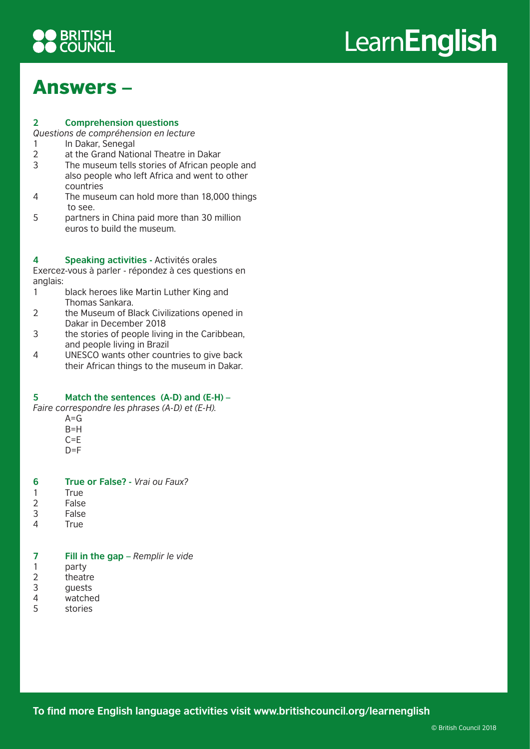# Answers –

## 2 Comprehension questions

*Questions de compréhension en lecture*

1. In Dakar, Senegal
2. at the Grand National Theatre in Dakar
3. The museum tells stories of African people and also people who left Africa and went to other countries
4. The museum can hold more than 18,000 things to see.
5. partners in China paid more than 30 million euros to build the museum.

## 4 Speaking activities - Activités orales

Exercez-vous à parler - répondez à ces questions en anglais:

1. black heroes like Martin Luther King and Thomas Sankara.
2. the Museum of Black Civilizations opened in Dakar in December 2018
3. the stories of people living in the Caribbean, and people living in Brazil
4. UNESCO wants other countries to give back their African things to the museum in Dakar.

## 5 Match the sentences (A-D) and (E-H) –

*Faire correspondre les phrases (A-D) et (E-H).*

A=G
B=H
C=E
D=F

## 6 True or False? - *Vrai ou Faux?*

1. True
2. False
3. False
4. True

## 7 Fill in the gap – *Remplir le vide*

1. party
2. theatre
3. guests
4. watched
5. stories

**To find more English language activities visit www.britishcouncil.org/learnenglish**

© British Council 2018